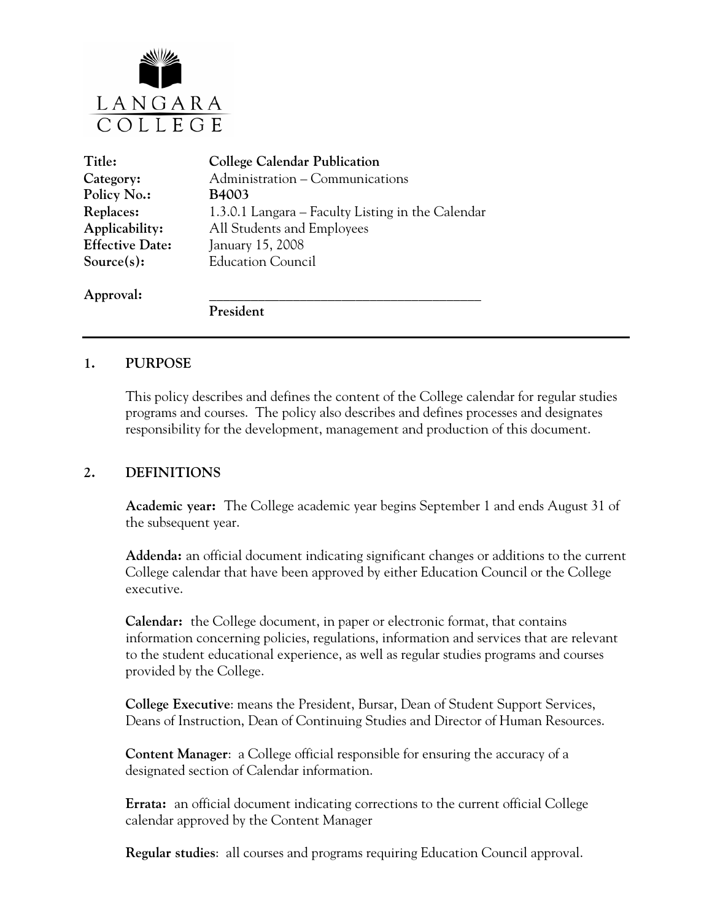LANGARA COLLEGE

| | |
|---|---|
| **Title:** | **College Calendar Publication** |
| **Category:** | Administration – Communications |
| **Policy No.:** | **B4003** |
| **Replaces:** | 1.3.0.1 Langara – Faculty Listing in the Calendar |
| **Applicability:** | All Students and Employees |
| **Effective Date:** | January 15, 2008 |
| **Source(s):** | Education Council |
| **Approval:** | ___________________________________________ **President** |

---

## 1. PURPOSE

This policy describes and defines the content of the College calendar for regular studies programs and courses. The policy also describes and defines processes and designates responsibility for the development, management and production of this document.

## 2. DEFINITIONS

**Academic year:** The College academic year begins September 1 and ends August 31 of the subsequent year.

**Addenda:** an official document indicating significant changes or additions to the current College calendar that have been approved by either Education Council or the College executive.

**Calendar:** the College document, in paper or electronic format, that contains information concerning policies, regulations, information and services that are relevant to the student educational experience, as well as regular studies programs and courses provided by the College.

**College Executive**: means the President, Bursar, Dean of Student Support Services, Deans of Instruction, Dean of Continuing Studies and Director of Human Resources.

**Content Manager**: a College official responsible for ensuring the accuracy of a designated section of Calendar information.

**Errata:** an official document indicating corrections to the current official College calendar approved by the Content Manager

**Regular studies**: all courses and programs requiring Education Council approval.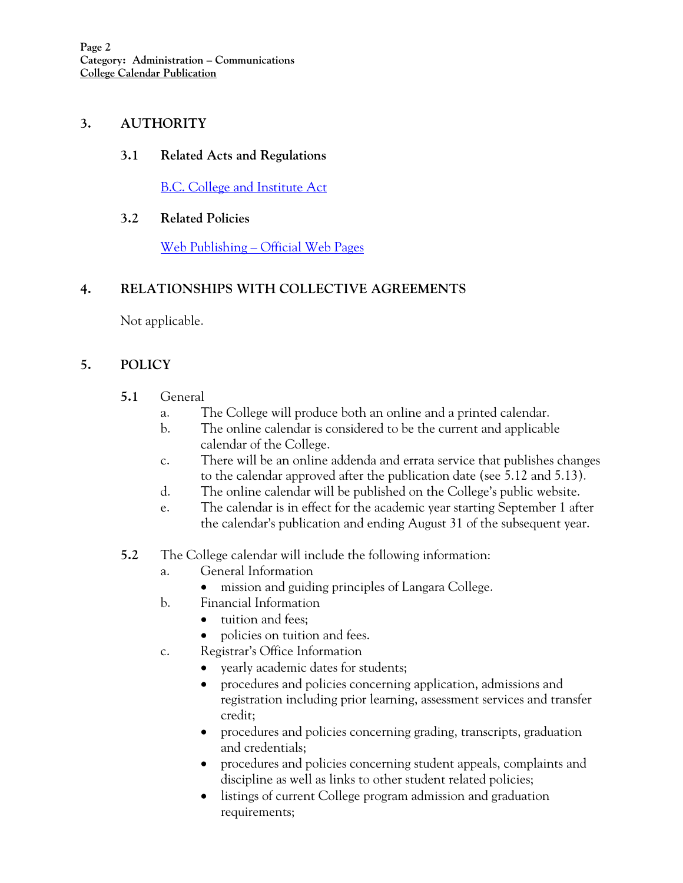## 3. AUTHORITY

### 3.1 Related Acts and Regulations

[B.C. College and Institute Act]

### 3.2 Related Policies

[Web Publishing – Official Web Pages]

## 4. RELATIONSHIPS WITH COLLECTIVE AGREEMENTS

Not applicable.

## 5. POLICY

**5.1** General

a. The College will produce both an online and a printed calendar.

b. The online calendar is considered to be the current and applicable calendar of the College.

c. There will be an online addenda and errata service that publishes changes to the calendar approved after the publication date (see 5.12 and 5.13).

d. The online calendar will be published on the College's public website.

e. The calendar is in effect for the academic year starting September 1 after the calendar's publication and ending August 31 of the subsequent year.

**5.2** The College calendar will include the following information:

a. General Information
   - mission and guiding principles of Langara College.

b. Financial Information
   - tuition and fees;
   - policies on tuition and fees.

c. Registrar's Office Information
   - yearly academic dates for students;
   - procedures and policies concerning application, admissions and registration including prior learning, assessment services and transfer credit;
   - procedures and policies concerning grading, transcripts, graduation and credentials;
   - procedures and policies concerning student appeals, complaints and discipline as well as links to other student related policies;
   - listings of current College program admission and graduation requirements;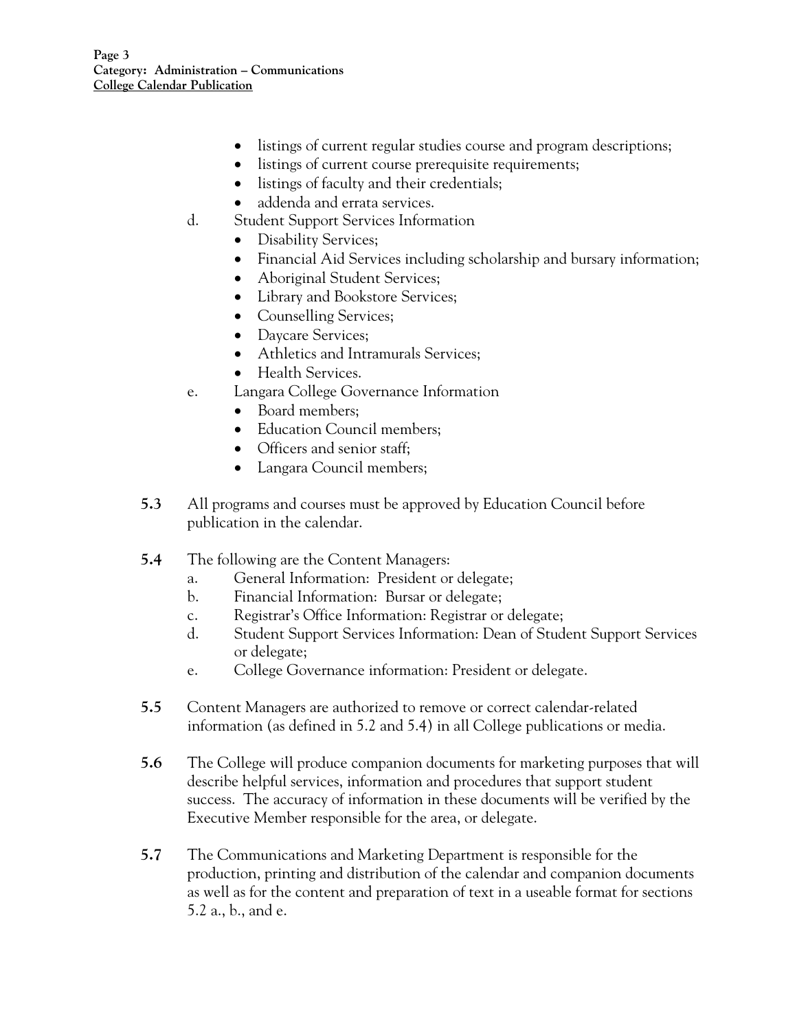- listings of current regular studies course and program descriptions;
- listings of current course prerequisite requirements;
- listings of faculty and their credentials;
- addenda and errata services.

d. Student Support Services Information
- Disability Services;
- Financial Aid Services including scholarship and bursary information;
- Aboriginal Student Services;
- Library and Bookstore Services;
- Counselling Services;
- Daycare Services;
- Athletics and Intramurals Services;
- Health Services.

e. Langara College Governance Information
- Board members;
- Education Council members;
- Officers and senior staff;
- Langara Council members;

**5.3** All programs and courses must be approved by Education Council before publication in the calendar.

**5.4** The following are the Content Managers:

a. General Information: President or delegate;
b. Financial Information: Bursar or delegate;
c. Registrar's Office Information: Registrar or delegate;
d. Student Support Services Information: Dean of Student Support Services or delegate;
e. College Governance information: President or delegate.

**5.5** Content Managers are authorized to remove or correct calendar-related information (as defined in 5.2 and 5.4) in all College publications or media.

**5.6** The College will produce companion documents for marketing purposes that will describe helpful services, information and procedures that support student success. The accuracy of information in these documents will be verified by the Executive Member responsible for the area, or delegate.

**5.7** The Communications and Marketing Department is responsible for the production, printing and distribution of the calendar and companion documents as well as for the content and preparation of text in a useable format for sections 5.2 a., b., and e.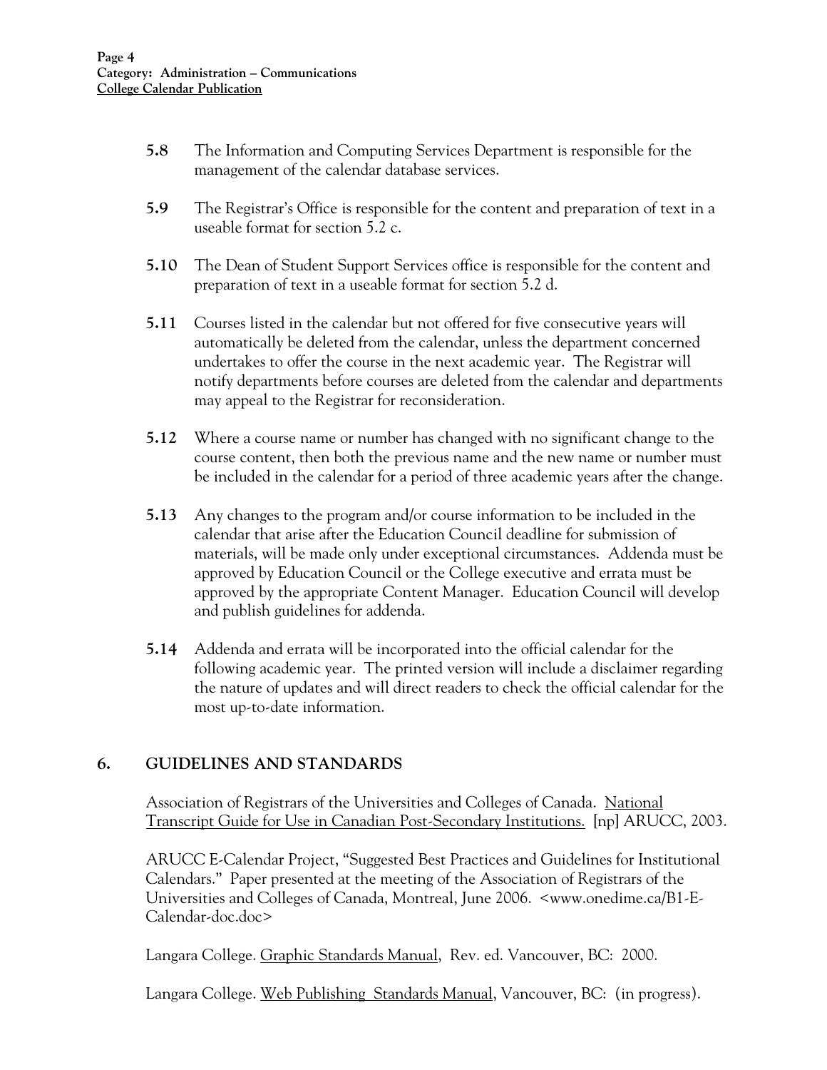**5.8** The Information and Computing Services Department is responsible for the management of the calendar database services.

**5.9** The Registrar's Office is responsible for the content and preparation of text in a useable format for section 5.2 c.

**5.10** The Dean of Student Support Services office is responsible for the content and preparation of text in a useable format for section 5.2 d.

**5.11** Courses listed in the calendar but not offered for five consecutive years will automatically be deleted from the calendar, unless the department concerned undertakes to offer the course in the next academic year. The Registrar will notify departments before courses are deleted from the calendar and departments may appeal to the Registrar for reconsideration.

**5.12** Where a course name or number has changed with no significant change to the course content, then both the previous name and the new name or number must be included in the calendar for a period of three academic years after the change.

**5.13** Any changes to the program and/or course information to be included in the calendar that arise after the Education Council deadline for submission of materials, will be made only under exceptional circumstances. Addenda must be approved by Education Council or the College executive and errata must be approved by the appropriate Content Manager. Education Council will develop and publish guidelines for addenda.

**5.14** Addenda and errata will be incorporated into the official calendar for the following academic year. The printed version will include a disclaimer regarding the nature of updates and will direct readers to check the official calendar for the most up-to-date information.

## 6. GUIDELINES AND STANDARDS

Association of Registrars of the Universities and Colleges of Canada. National Transcript Guide for Use in Canadian Post-Secondary Institutions. [np] ARUCC, 2003.

ARUCC E-Calendar Project, "Suggested Best Practices and Guidelines for Institutional Calendars." Paper presented at the meeting of the Association of Registrars of the Universities and Colleges of Canada, Montreal, June 2006. <www.onedime.ca/B1-E-Calendar-doc.doc>

Langara College. Graphic Standards Manual, Rev. ed. Vancouver, BC: 2000.

Langara College. Web Publishing Standards Manual, Vancouver, BC: (in progress).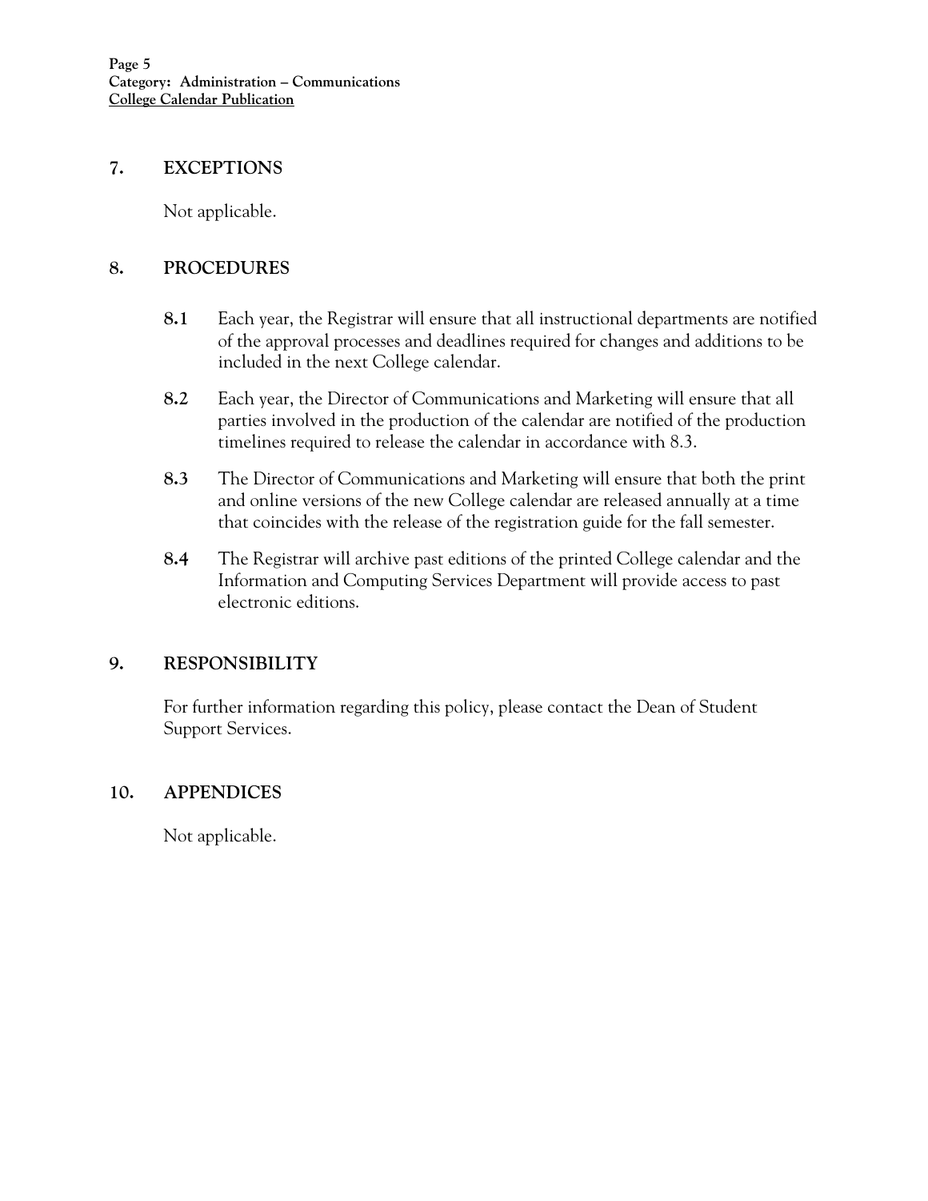## 7. EXCEPTIONS

Not applicable.

## 8. PROCEDURES

**8.1** Each year, the Registrar will ensure that all instructional departments are notified of the approval processes and deadlines required for changes and additions to be included in the next College calendar.

**8.2** Each year, the Director of Communications and Marketing will ensure that all parties involved in the production of the calendar are notified of the production timelines required to release the calendar in accordance with 8.3.

**8.3** The Director of Communications and Marketing will ensure that both the print and online versions of the new College calendar are released annually at a time that coincides with the release of the registration guide for the fall semester.

**8.4** The Registrar will archive past editions of the printed College calendar and the Information and Computing Services Department will provide access to past electronic editions.

## 9. RESPONSIBILITY

For further information regarding this policy, please contact the Dean of Student Support Services.

## 10. APPENDICES

Not applicable.